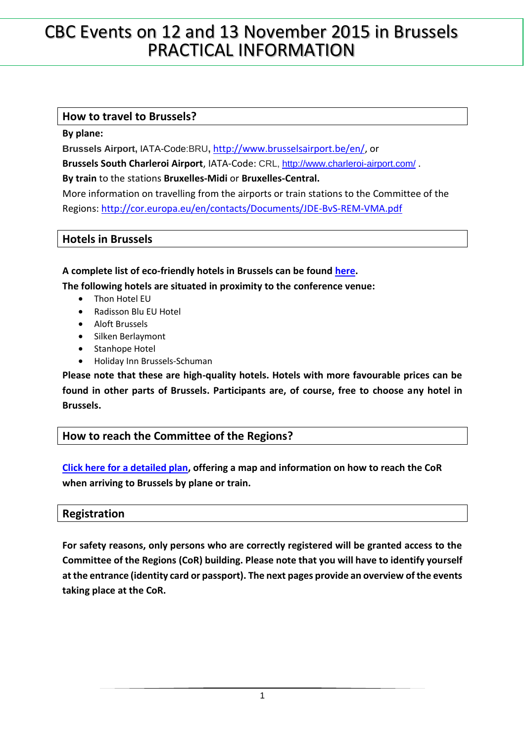# CBC Events on 12 and 13 November 2015 in Brussels PRACTICAL INFORMATION

## How to travel to Brussels?

**By plane:**

**Brussels Airport,** IATA-Code:BRU**,** http://www.brusselsairport.be/en/, or

**Brussels South Charleroi Airport**, IATA-Code: CRL, http://www.charleroi-airport.com/ .

**By train** to the stations **Bruxelles-Midi** or **Bruxelles-Central.**

More information on travelling from the airports or train stations to the Committee of the Regions: http://cor.europa.eu/en/contacts/Documents/JDE-BvS-REM-VMA.pdf

## Hotels in Brussels

**A complete list of eco-friendly hotels in Brussels can be found here.**

**The following hotels are situated in proximity to the conference venue:**

- Thon Hotel EU
- Radisson Blu EU Hotel
- Aloft Brussels
- Silken Berlaymont
- Stanhope Hotel
- Holiday Inn Brussels-Schuman

**Please note that these are high-quality hotels. Hotels with more favourable prices can be found in other parts of Brussels. Participants are, of course, free to choose any hotel in Brussels.**

## How to reach the Committee of the Regions?

**Click here for a detailed plan, offering a map and information on how to reach the CoR when arriving to Brussels by plane or train.**

## Registration

**For safety reasons, only persons who are correctly registered will be granted access to the Committee of the Regions (CoR) building. Please note that you will have to identify yourself at the entrance (identity card or passport). The next pages provide an overview of the events taking place at the CoR.**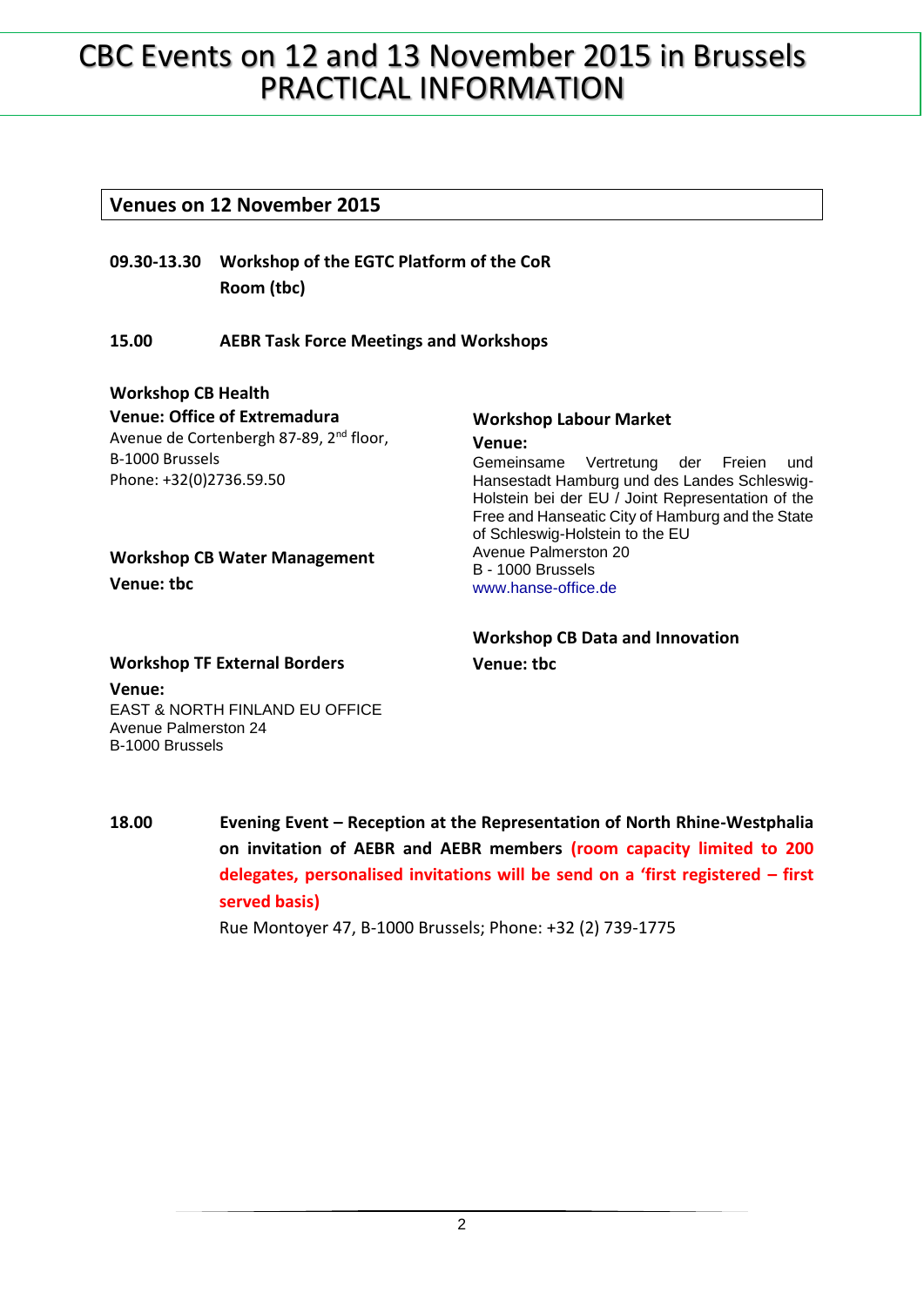# CBC Events on 12 and 13 November 2015 in Brussels PRACTICAL INFORMATION

## Venues on 12 November 2015

**09.30-13.30 Workshop of the EGTC Platform of the CoR**
**Room (tbc)**

**15.00 AEBR Task Force Meetings and Workshops**

**Workshop CB Health**
**Venue: Office of Extremadura**
Avenue de Cortenbergh 87-89, 2nd floor,
B-1000 Brussels
Phone: +32(0)2736.59.50

**Workshop CB Water Management**
**Venue: tbc**

**Workshop TF External Borders**
**Venue:**
EAST & NORTH FINLAND EU OFFICE
Avenue Palmerston 24
B-1000 Brussels

**Workshop Labour Market**
**Venue:**
Gemeinsame Vertretung der Freien und Hansestadt Hamburg und des Landes Schleswig-Holstein bei der EU / Joint Representation of the Free and Hanseatic City of Hamburg and the State of Schleswig-Holstein to the EU
Avenue Palmerston 20
B - 1000 Brussels
www.hanse-office.de

**Workshop CB Data and Innovation**
**Venue: tbc**

**18.00 Evening Event – Reception at the Representation of North Rhine-Westphalia on invitation of AEBR and AEBR members (room capacity limited to 200 delegates, personalised invitations will be send on a 'first registered – first served basis)**
Rue Montoyer 47, B-1000 Brussels; Phone: +32 (2) 739-1775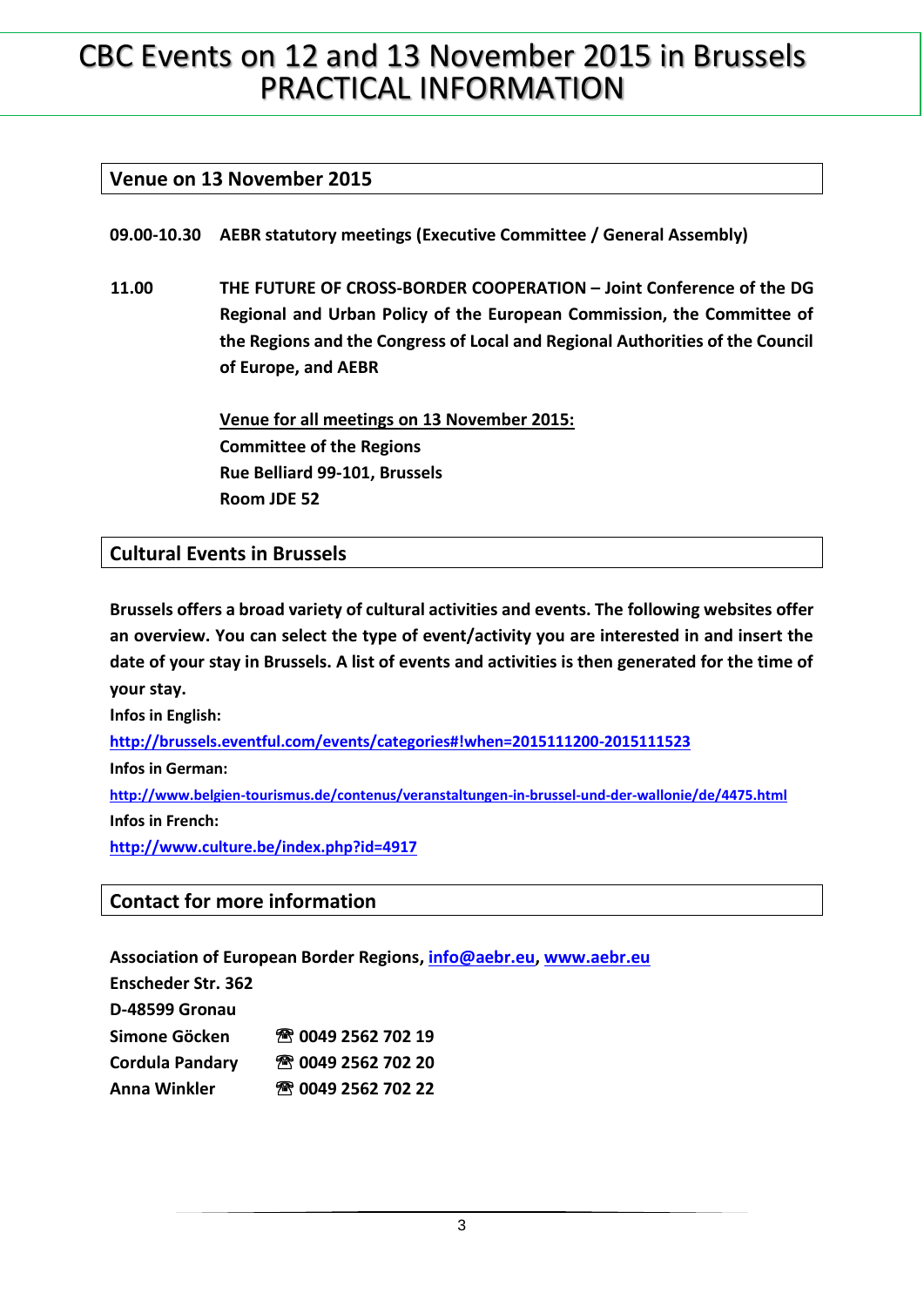# CBC Events on 12 and 13 November 2015 in Brussels
# PRACTICAL INFORMATION

## Venue on 13 November 2015

**09.00-10.30 AEBR statutory meetings (Executive Committee / General Assembly)**

**11.00 THE FUTURE OF CROSS-BORDER COOPERATION – Joint Conference of the DG Regional and Urban Policy of the European Commission, the Committee of the Regions and the Congress of Local and Regional Authorities of the Council of Europe, and AEBR**

**Venue for all meetings on 13 November 2015:**
**Committee of the Regions**
**Rue Belliard 99-101, Brussels**
**Room JDE 52**

## Cultural Events in Brussels

**Brussels offers a broad variety of cultural activities and events. The following websites offer an overview. You can select the type of event/activity you are interested in and insert the date of your stay in Brussels. A list of events and activities is then generated for the time of your stay.**

**Infos in English:**

http://brussels.eventful.com/events/categories#!when=2015111200-2015111523

**Infos in German:**

http://www.belgien-tourismus.de/contenus/veranstaltungen-in-brussel-und-der-wallonie/de/4475.html

**Infos in French:**

http://www.culture.be/index.php?id=4917

## Contact for more information

**Association of European Border Regions, info@aebr.eu, www.aebr.eu**
**Enscheder Str. 362**
**D-48599 Gronau**

**Simone Göcken** ☎ **0049 2562 702 19**
**Cordula Pandary** ☎ **0049 2562 702 20**
**Anna Winkler** ☎ **0049 2562 702 22**